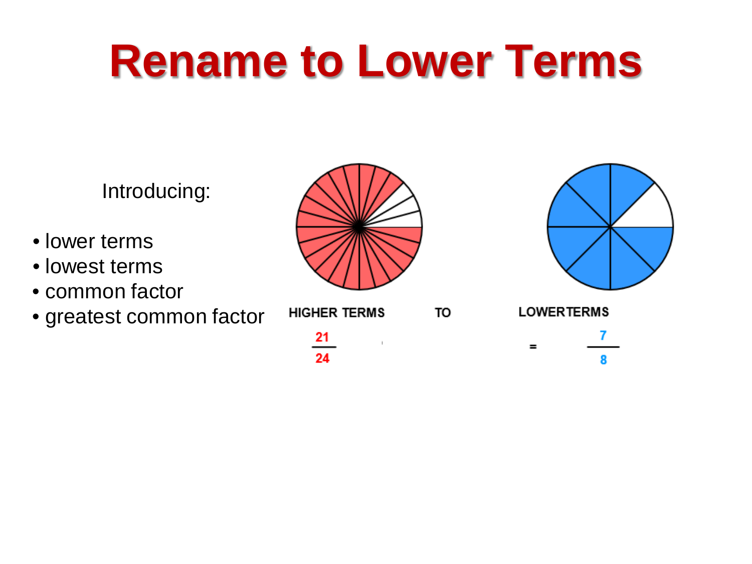# Rename to Lower Terms

Introducing:

- lower terms
- lowest terms
- common factor
- greatest common factor

HIGHER TERMS TO LOWERTERMS

$\frac{21}{24} = \frac{7}{8}$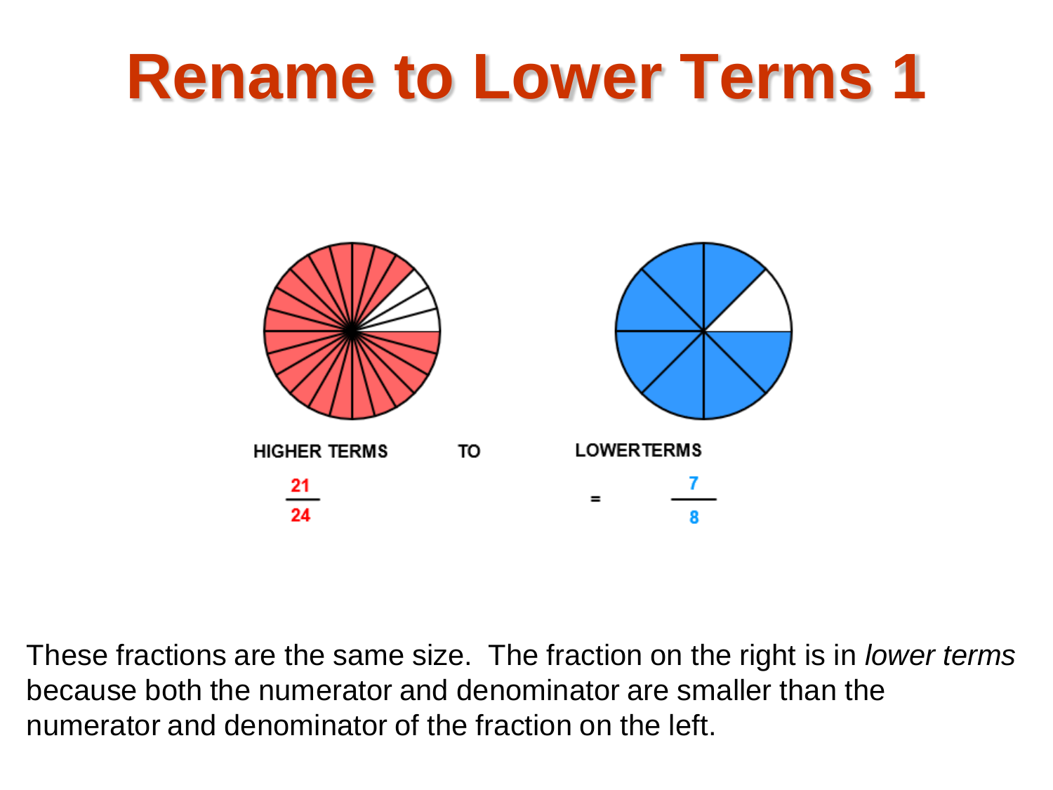# Rename to Lower Terms 1

HIGHER TERMS TO LOWERTERMS

$$\frac{21}{24} = \frac{7}{8}$$

These fractions are the same size. The fraction on the right is in *lower terms* because both the numerator and denominator are smaller than the numerator and denominator of the fraction on the left.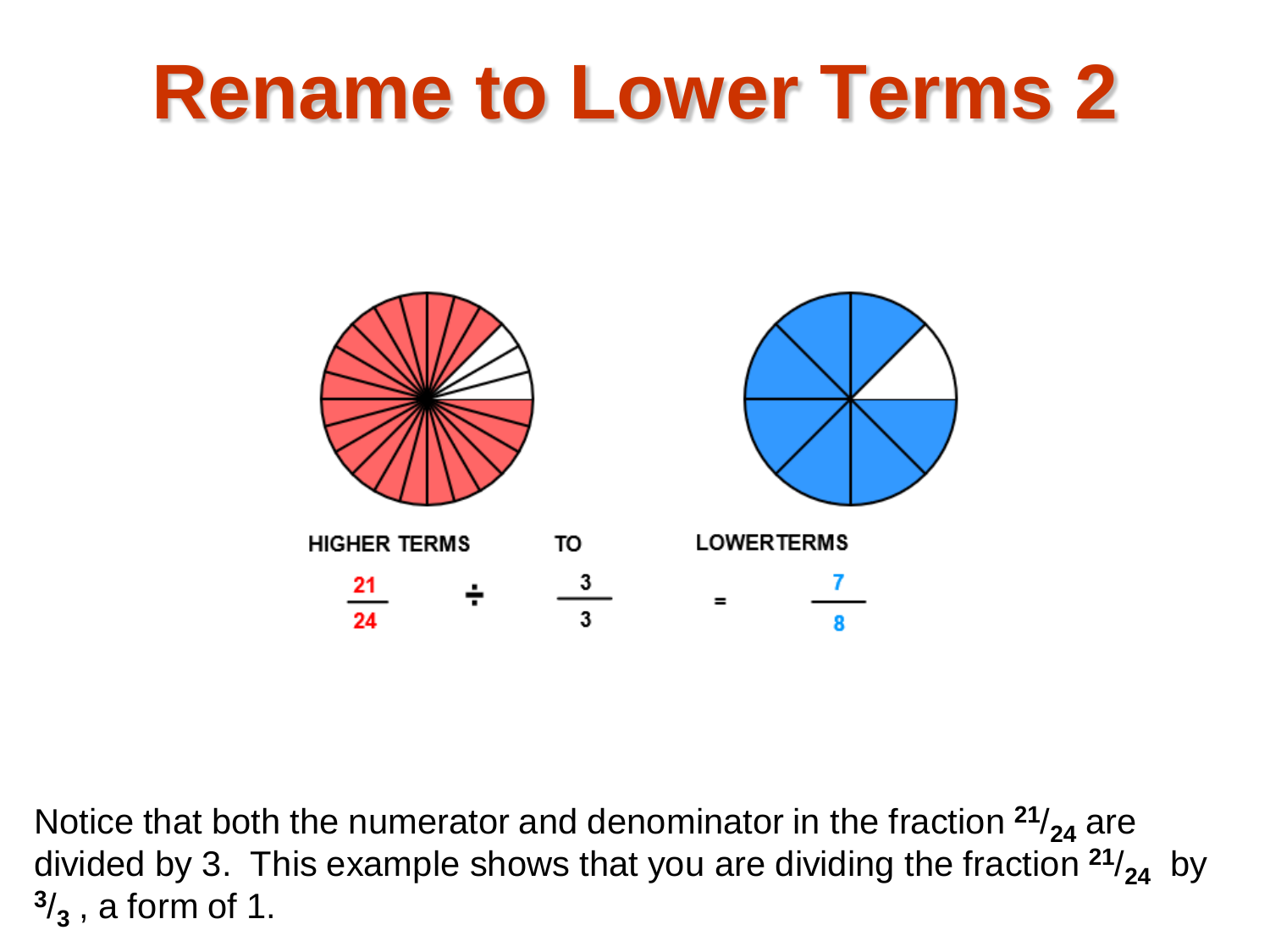# Rename to Lower Terms 2

HIGHER TERMS TO LOWERTERMS

$$\frac{21}{24} \div \frac{3}{3} = \frac{7}{8}$$

Notice that both the numerator and denominator in the fraction $^{21}/_{24}$ are divided by 3. This example shows that you are dividing the fraction $^{21}/_{24}$ by $^{3}/_{3}$ , a form of 1.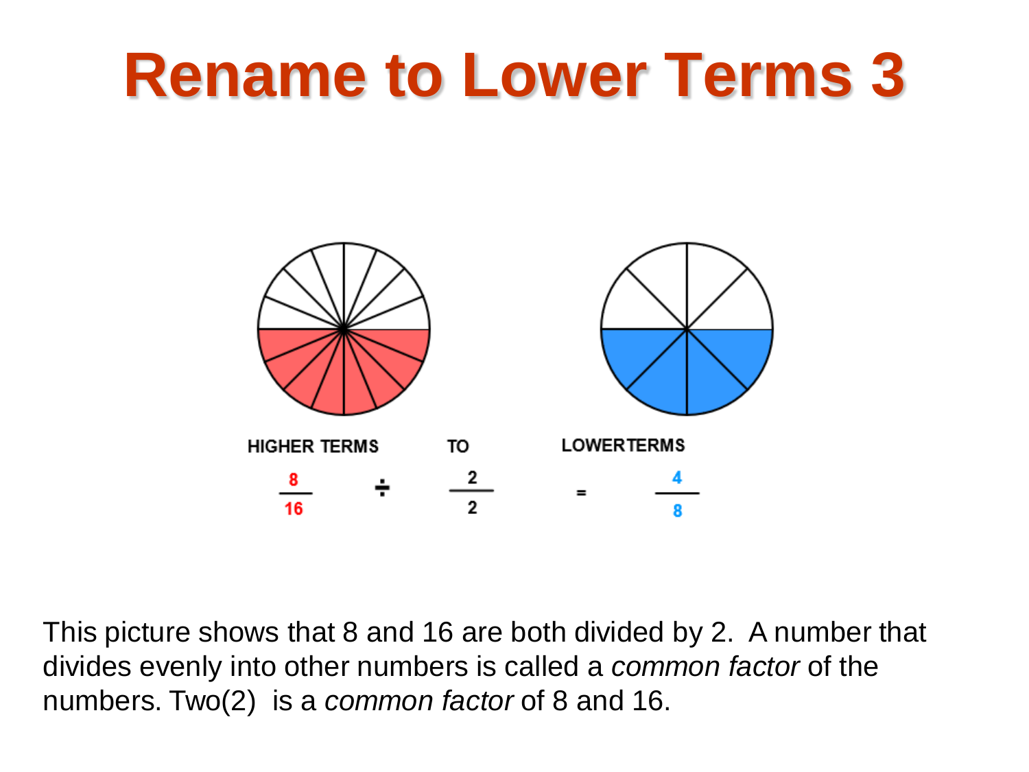# Rename to Lower Terms 3

HIGHER TERMS TO LOWERTERMS

$$\frac{8}{16} \div \frac{2}{2} = \frac{4}{8}$$

This picture shows that 8 and 16 are both divided by 2. A number that divides evenly into other numbers is called a *common factor* of the numbers. Two(2) is a *common factor* of 8 and 16.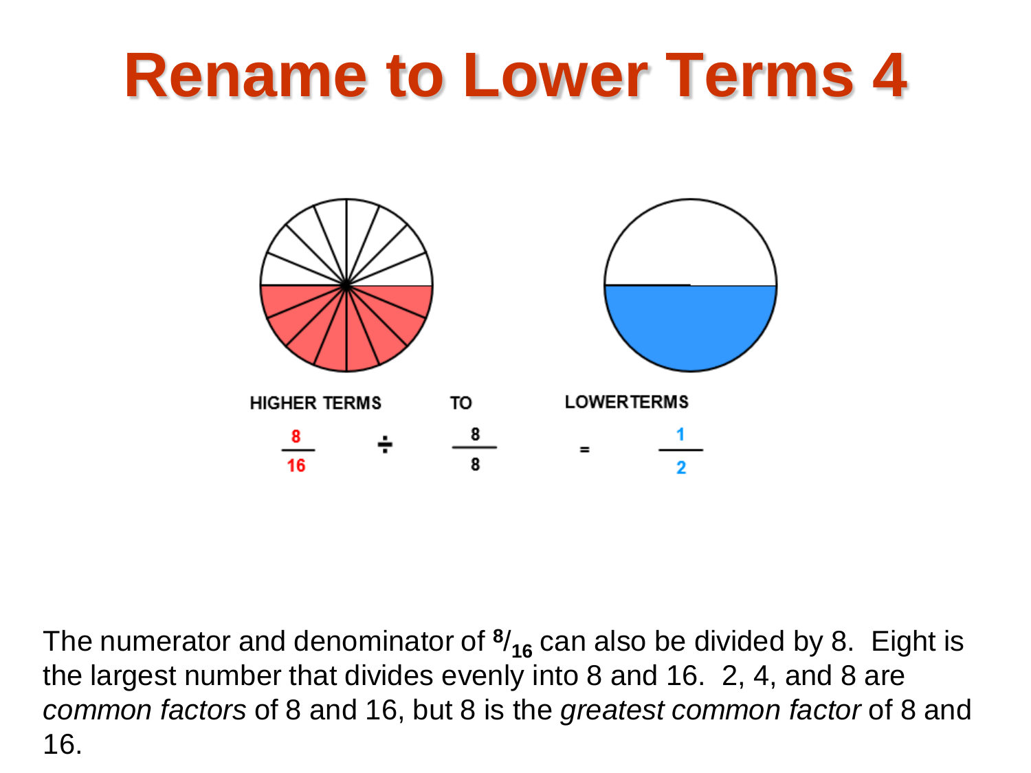# Rename to Lower Terms 4

HIGHER TERMS TO LOWER TERMS

$$\frac{8}{16} \div \frac{8}{8} = \frac{1}{2}$$

The numerator and denominator of $^{8}/_{16}$ can also be divided by 8. Eight is the largest number that divides evenly into 8 and 16. 2, 4, and 8 are *common factors* of 8 and 16, but 8 is the *greatest common factor* of 8 and 16.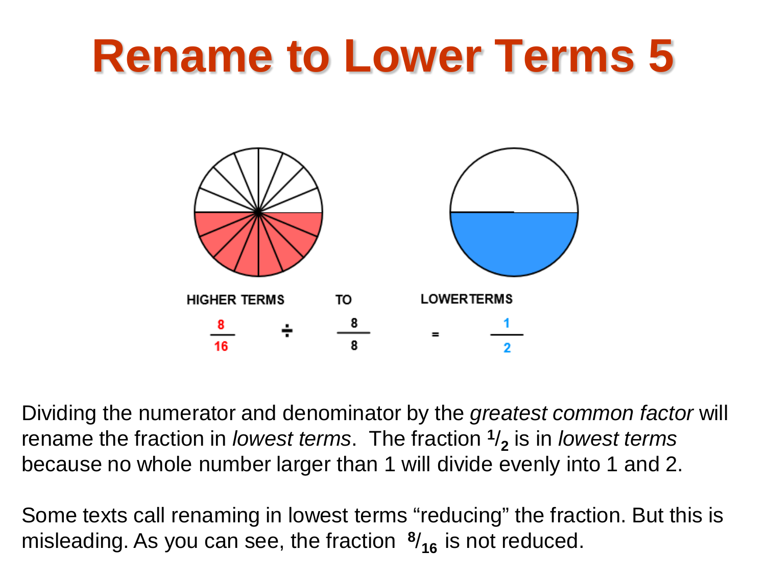# Rename to Lower Terms 5

HIGHER TERMS TO LOWER TERMS

$$\frac{8}{16} \div \frac{8}{8} = \frac{1}{2}$$

Dividing the numerator and denominator by the *greatest common factor* will rename the fraction in *lowest terms*. The fraction $^{1}/_{2}$ is in *lowest terms* because no whole number larger than 1 will divide evenly into 1 and 2.

Some texts call renaming in lowest terms "reducing" the fraction. But this is misleading. As you can see, the fraction $^{8}/_{16}$ is not reduced.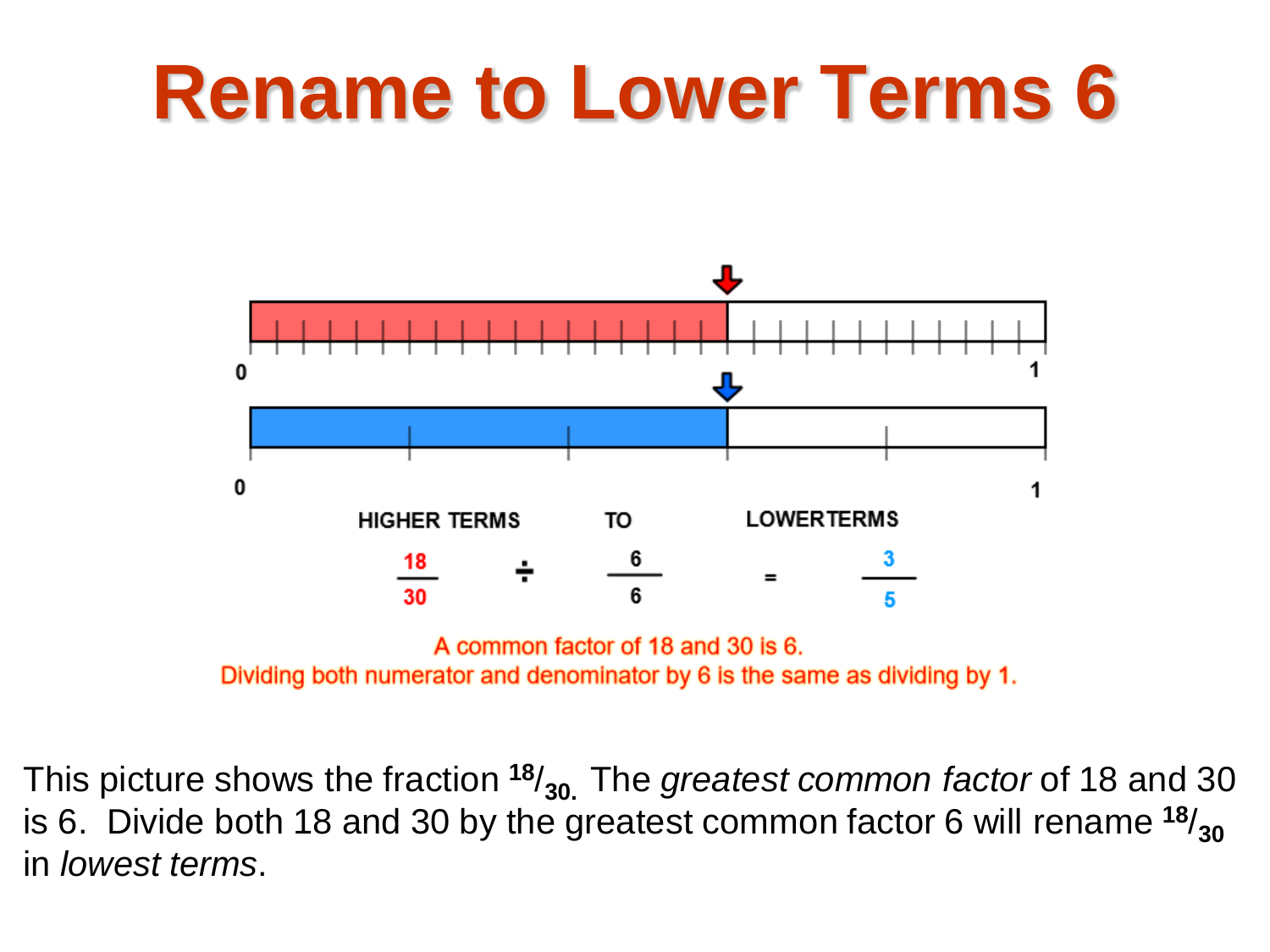# Rename to Lower Terms 6

0 1

0 1

HIGHER TERMS TO LOWERTERMS

$$\frac{18}{30} \div \frac{6}{6} = \frac{3}{5}$$

A common factor of 18 and 30 is 6.
Dividing both numerator and denominator by 6 is the same as dividing by 1.

This picture shows the fraction $^{18}/_{30}$. The *greatest common factor* of 18 and 30 is 6. Divide both 18 and 30 by the greatest common factor 6 will rename $^{18}/_{30}$ in *lowest terms*.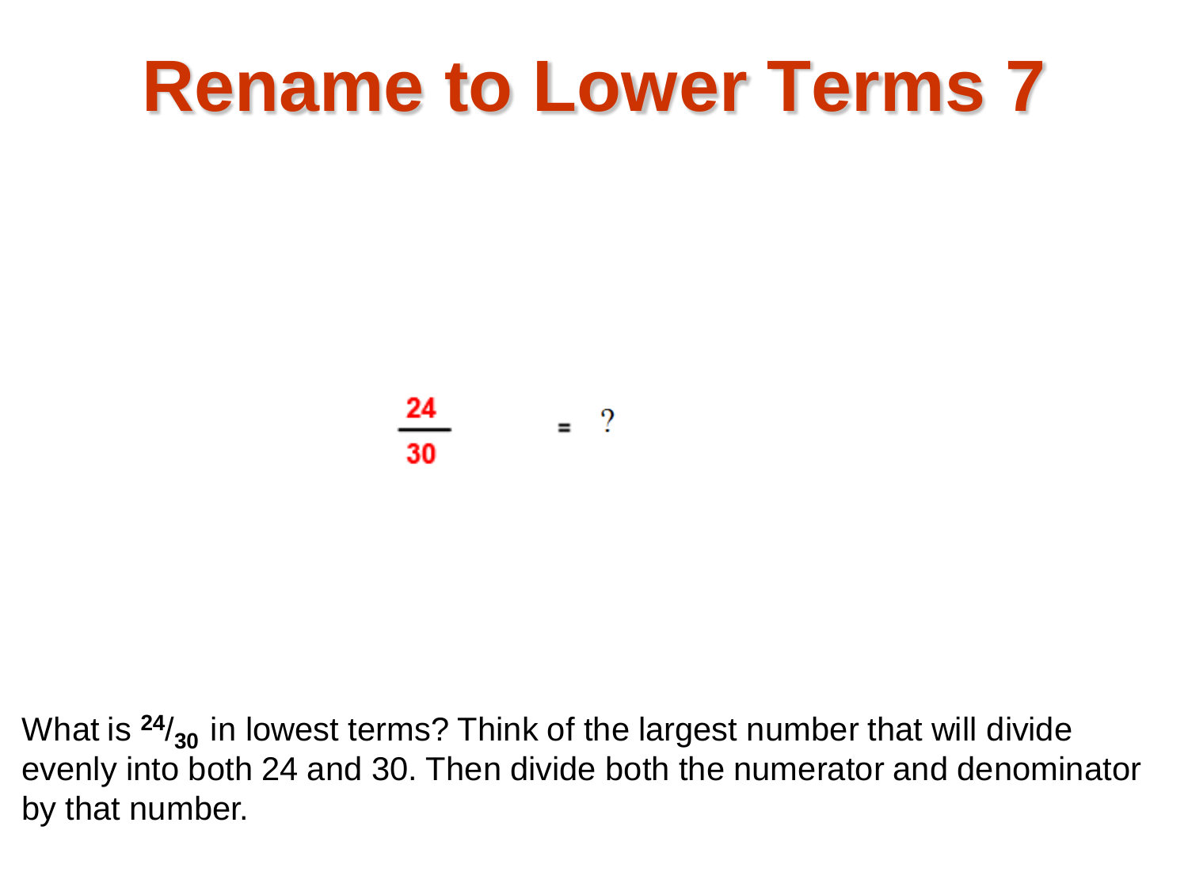# Rename to Lower Terms 7

$$\frac{24}{30} = ?$$

What is $^{24}/_{30}$ in lowest terms? Think of the largest number that will divide evenly into both 24 and 30. Then divide both the numerator and denominator by that number.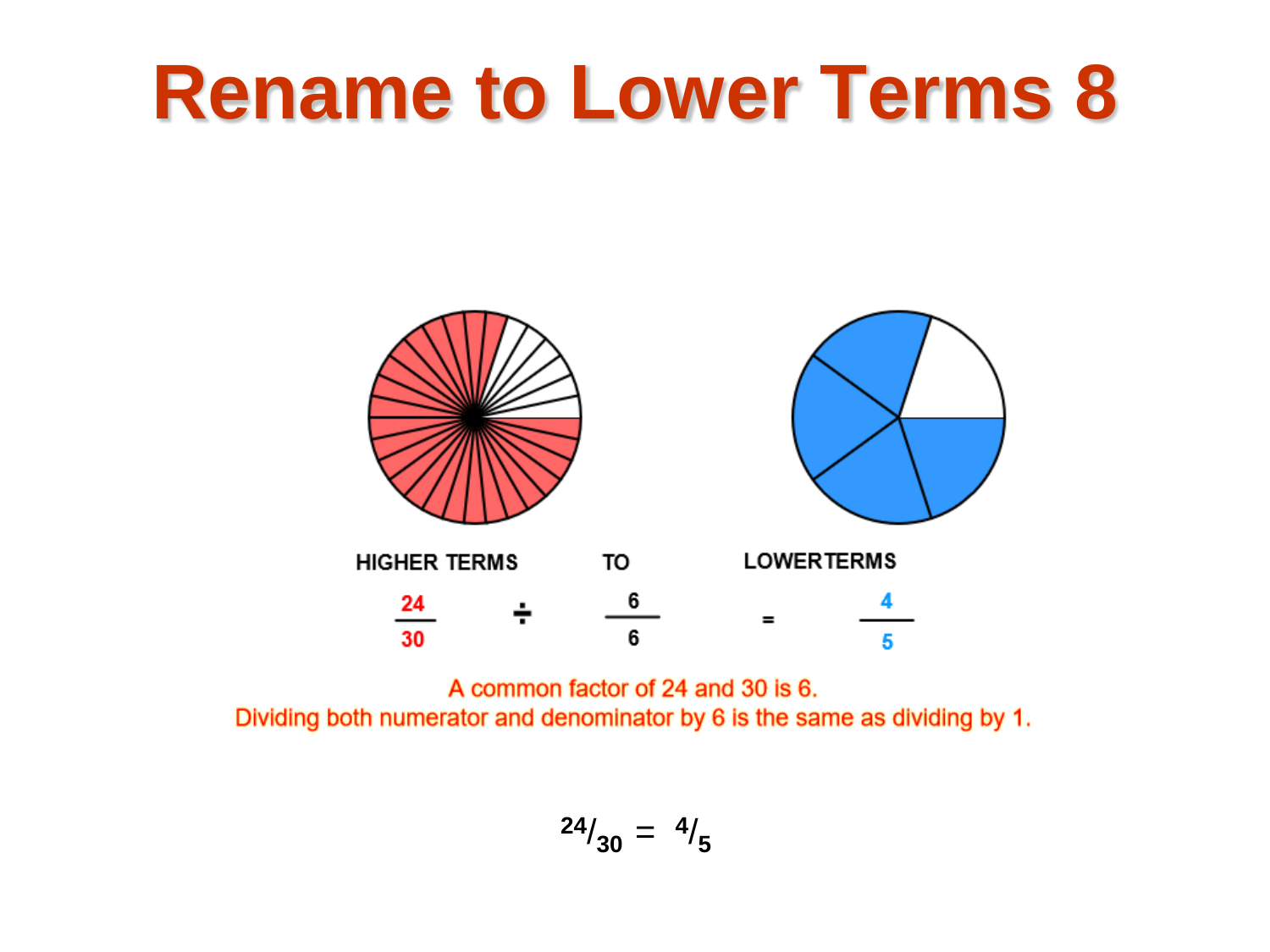# Rename to Lower Terms 8

HIGHER TERMS TO LOWER TERMS

$$\frac{24}{30} \div \frac{6}{6} = \frac{4}{5}$$

A common factor of 24 and 30 is 6.
Dividing both numerator and denominator by 6 is the same as dividing by 1.

$^{24}/_{30} = {^4}/_5$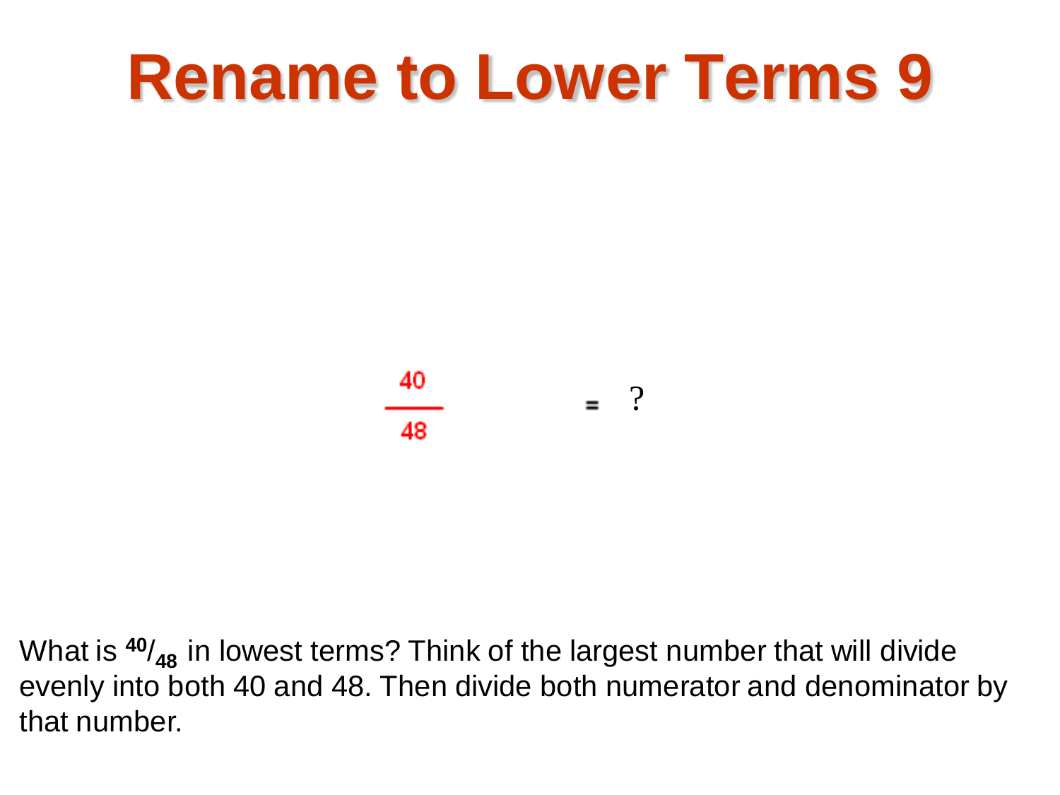# Rename to Lower Terms 9

$$\frac{40}{48} = ?$$

What is $^{40}/_{48}$ in lowest terms? Think of the largest number that will divide evenly into both 40 and 48. Then divide both numerator and denominator by that number.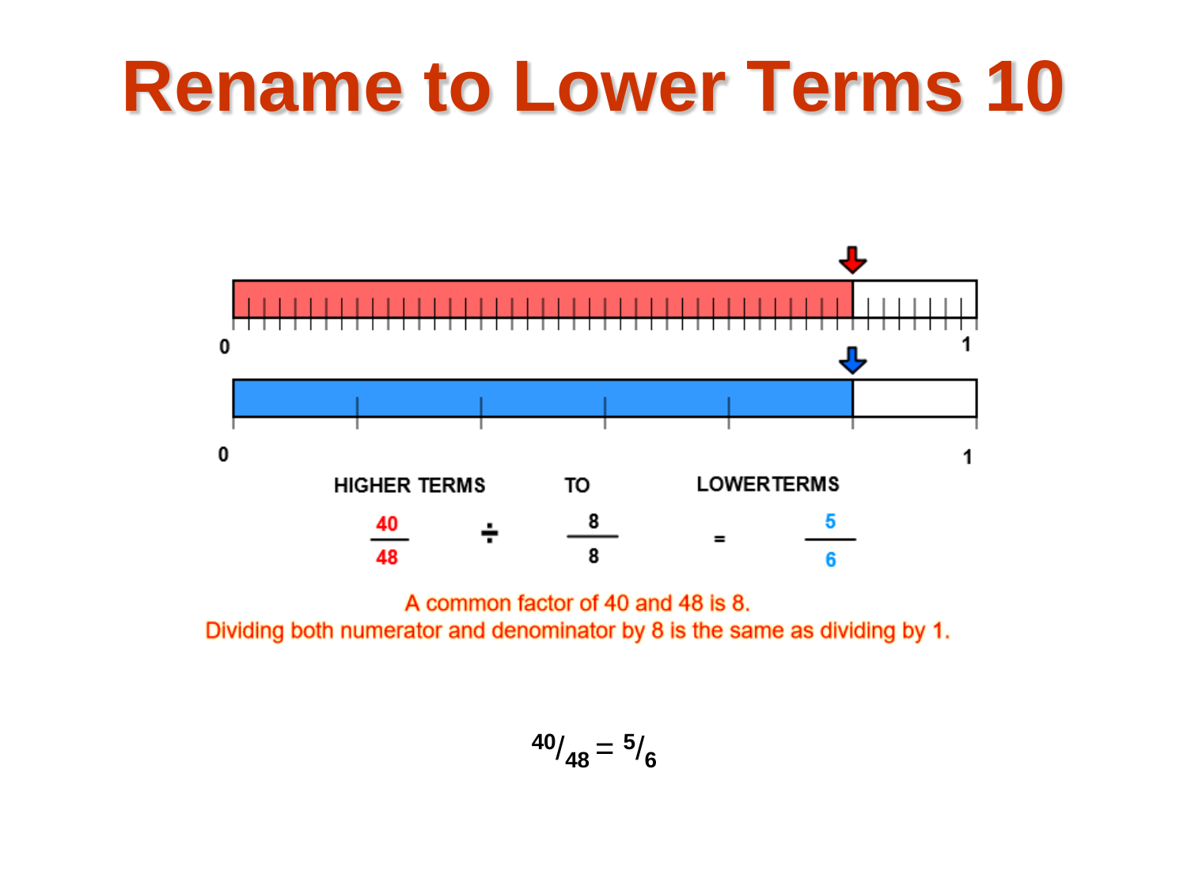# Rename to Lower Terms 10

0

1

0

1

HIGHER TERMS

TO

LOWERTERMS

$$\frac{40}{48} \div \frac{8}{8} = \frac{5}{6}$$

A common factor of 40 and 48 is 8.

Dividing both numerator and denominator by 8 is the same as dividing by 1.

$$^{40}/_{48} = {}^{5}/_{6}$$